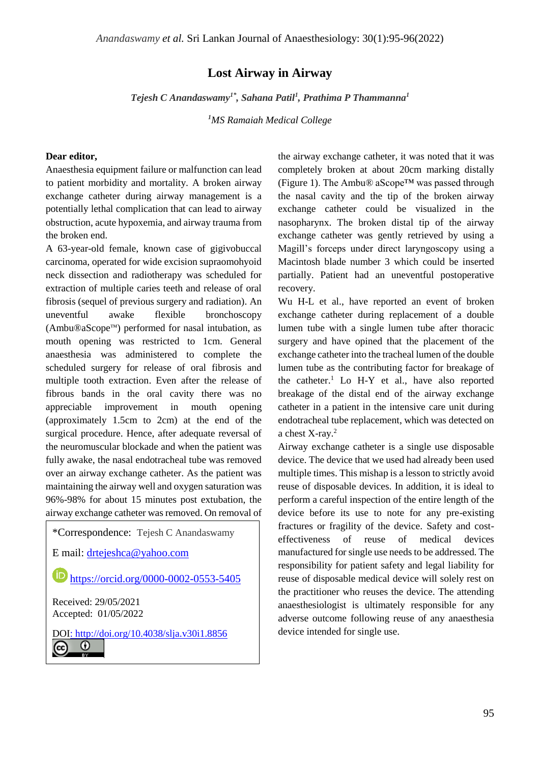# Lost Airway in Airway

***Tejesh C Anandaswamy[1*], Sahana Patil[1], Prathima P Thammanna[1]***

*[1]MS Ramaiah Medical College*

**Dear editor,**

Anaesthesia equipment failure or malfunction can lead to patient morbidity and mortality. A broken airway exchange catheter during airway management is a potentially lethal complication that can lead to airway obstruction, acute hypoxemia, and airway trauma from the broken end.

A 63-year-old female, known case of gigivobuccal carcinoma, operated for wide excision supraomohyoid neck dissection and radiotherapy was scheduled for extraction of multiple caries teeth and release of oral fibrosis (sequel of previous surgery and radiation). An uneventful awake flexible bronchoscopy (Ambu®aScope™) performed for nasal intubation, as mouth opening was restricted to 1cm. General anaesthesia was administered to complete the scheduled surgery for release of oral fibrosis and multiple tooth extraction. Even after the release of fibrous bands in the oral cavity there was no appreciable improvement in mouth opening (approximately 1.5cm to 2cm) at the end of the surgical procedure. Hence, after adequate reversal of the neuromuscular blockade and when the patient was fully awake, the nasal endotracheal tube was removed over an airway exchange catheter. As the patient was maintaining the airway well and oxygen saturation was 96%-98% for about 15 minutes post extubation, the airway exchange catheter was removed. On removal of the airway exchange catheter, it was noted that it was completely broken at about 20cm marking distally (Figure 1). The Ambu® aScope™ was passed through the nasal cavity and the tip of the broken airway exchange catheter could be visualized in the nasopharynx. The broken distal tip of the airway exchange catheter was gently retrieved by using a Magill's forceps under direct laryngoscopy using a Macintosh blade number 3 which could be inserted partially. Patient had an uneventful postoperative recovery.

Wu H-L et al., have reported an event of broken exchange catheter during replacement of a double lumen tube with a single lumen tube after thoracic surgery and have opined that the placement of the exchange catheter into the tracheal lumen of the double lumen tube as the contributing factor for breakage of the catheter.[1] Lo H-Y et al., have also reported breakage of the distal end of the airway exchange catheter in a patient in the intensive care unit during endotracheal tube replacement, which was detected on a chest X-ray.[2]

Airway exchange catheter is a single use disposable device. The device that we used had already been used multiple times. This mishap is a lesson to strictly avoid reuse of disposable devices. In addition, it is ideal to perform a careful inspection of the entire length of the device before its use to note for any pre-existing fractures or fragility of the device. Safety and cost-effectiveness of reuse of medical devices manufactured for single use needs to be addressed. The responsibility for patient safety and legal liability for reuse of disposable medical device will solely rest on the practitioner who reuses the device. The attending anaesthesiologist is ultimately responsible for any adverse outcome following reuse of any anaesthesia device intended for single use.

---

*Correspondence: Tejesh C Anandaswamy

E mail: drtejeshca@yahoo.com

https://orcid.org/0000-0002-0553-5405

Received: 29/05/2021
Accepted: 01/05/2022

DOI: http://doi.org/10.4038/slja.v30i1.8856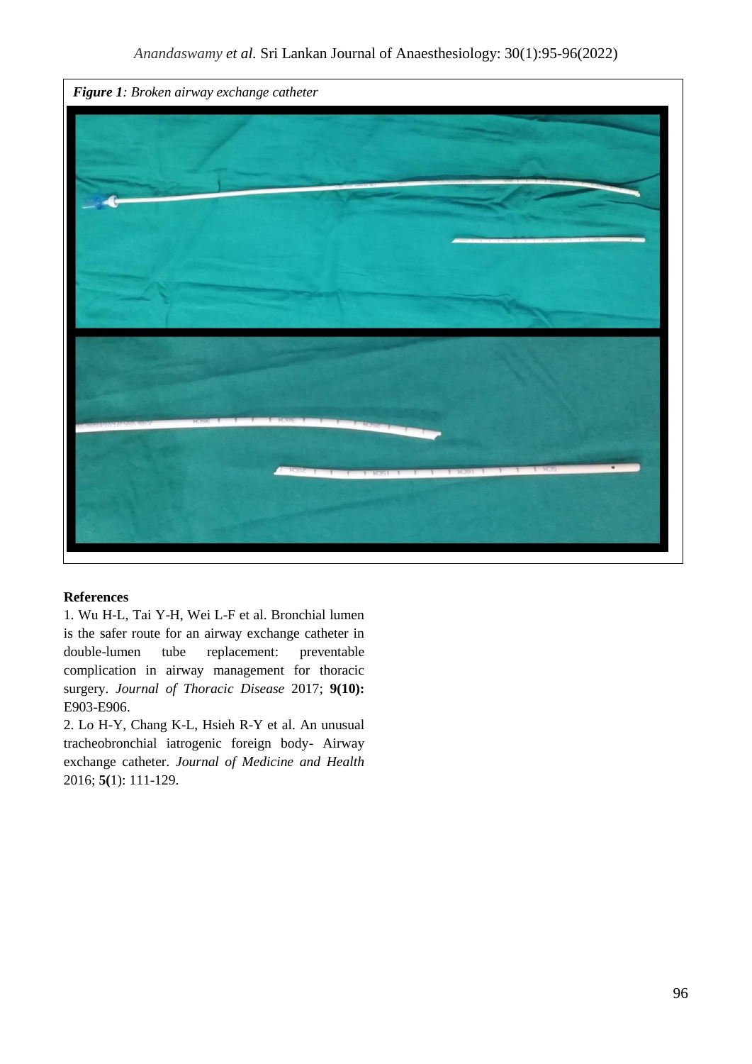*Figure 1: Broken airway exchange catheter*

**References**

1. Wu H-L, Tai Y-H, Wei L-F et al. Bronchial lumen is the safer route for an airway exchange catheter in double-lumen tube replacement: preventable complication in airway management for thoracic surgery. *Journal of Thoracic Disease* 2017; **9(10):** E903-E906.

2. Lo H-Y, Chang K-L, Hsieh R-Y et al. An unusual tracheobronchial iatrogenic foreign body- Airway exchange catheter. *Journal of Medicine and Health* 2016; **5(**1): 111-129.